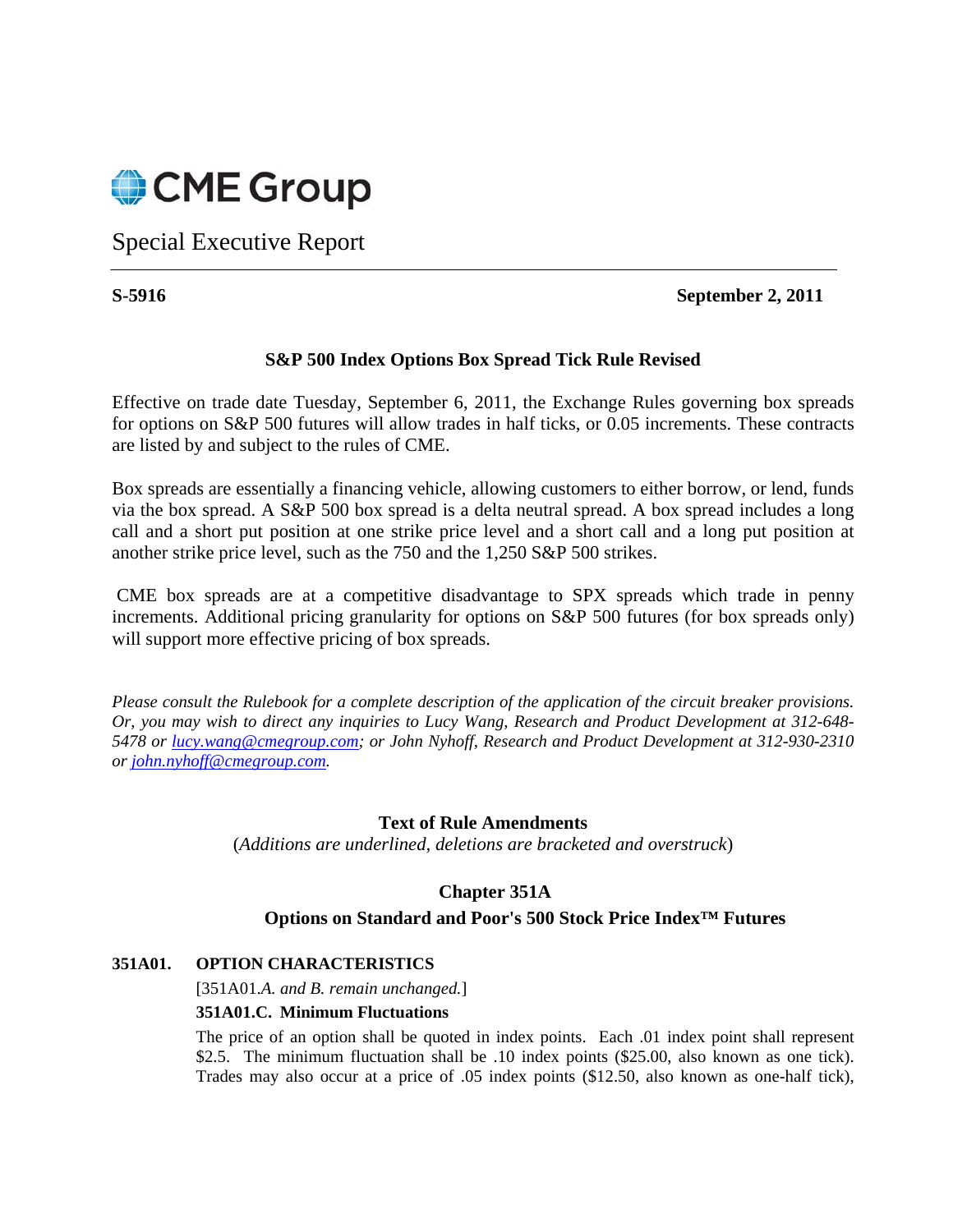CME Group

Special Executive Report

**S-5916** **September 2, 2011**

**S&P 500 Index Options Box Spread Tick Rule Revised**

Effective on trade date Tuesday, September 6, 2011, the Exchange Rules governing box spreads for options on S&P 500 futures will allow trades in half ticks, or 0.05 increments. These contracts are listed by and subject to the rules of CME.

Box spreads are essentially a financing vehicle, allowing customers to either borrow, or lend, funds via the box spread. A S&P 500 box spread is a delta neutral spread. A box spread includes a long call and a short put position at one strike price level and a short call and a long put position at another strike price level, such as the 750 and the 1,250 S&P 500 strikes.

CME box spreads are at a competitive disadvantage to SPX spreads which trade in penny increments. Additional pricing granularity for options on S&P 500 futures (for box spreads only) will support more effective pricing of box spreads.

*Please consult the Rulebook for a complete description of the application of the circuit breaker provisions. Or, you may wish to direct any inquiries to Lucy Wang, Research and Product Development at 312-648-5478 or lucy.wang@cmegroup.com; or John Nyhoff, Research and Product Development at 312-930-2310 or john.nyhoff@cmegroup.com.*

**Text of Rule Amendments**

(*Additions are underlined, deletions are bracketed and overstruck*)

**Chapter 351A**

**Options on Standard and Poor's 500 Stock Price Index™ Futures**

**351A01. OPTION CHARACTERISTICS**

[351A01.*A. and B. remain unchanged.*]

**351A01.C. Minimum Fluctuations**

The price of an option shall be quoted in index points. Each .01 index point shall represent $2.5. The minimum fluctuation shall be .10 index points ($25.00, also known as one tick). Trades may also occur at a price of .05 index points ($12.50, also known as one-half tick),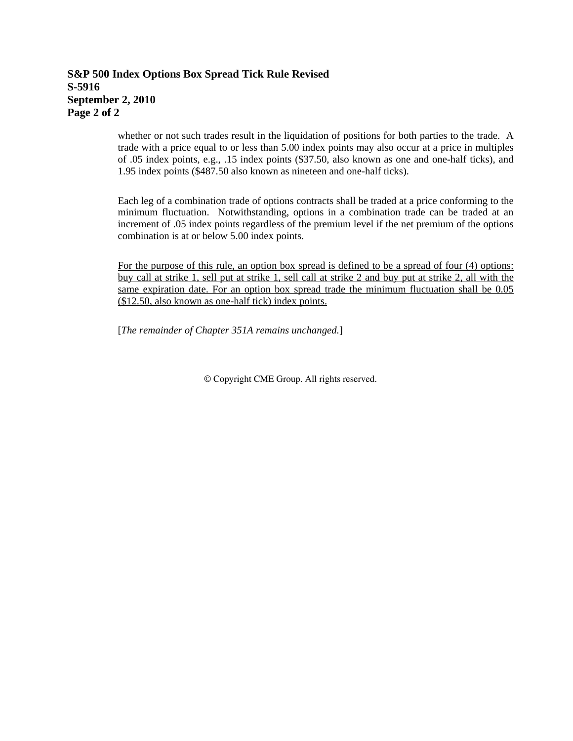whether or not such trades result in the liquidation of positions for both parties to the trade. A trade with a price equal to or less than 5.00 index points may also occur at a price in multiples of .05 index points, e.g., .15 index points ($37.50, also known as one and one-half ticks), and 1.95 index points ($487.50 also known as nineteen and one-half ticks).

Each leg of a combination trade of options contracts shall be traded at a price conforming to the minimum fluctuation. Notwithstanding, options in a combination trade can be traded at an increment of .05 index points regardless of the premium level if the net premium of the options combination is at or below 5.00 index points.

<u>For the purpose of this rule, an option box spread is defined to be a spread of four (4) options: buy call at strike 1, sell put at strike 1, sell call at strike 2 and buy put at strike 2, all with the same expiration date. For an option box spread trade the minimum fluctuation shall be 0.05 ($12.50, also known as one-half tick) index points.</u>

[*The remainder of Chapter 351A remains unchanged.*]

© Copyright CME Group. All rights reserved.